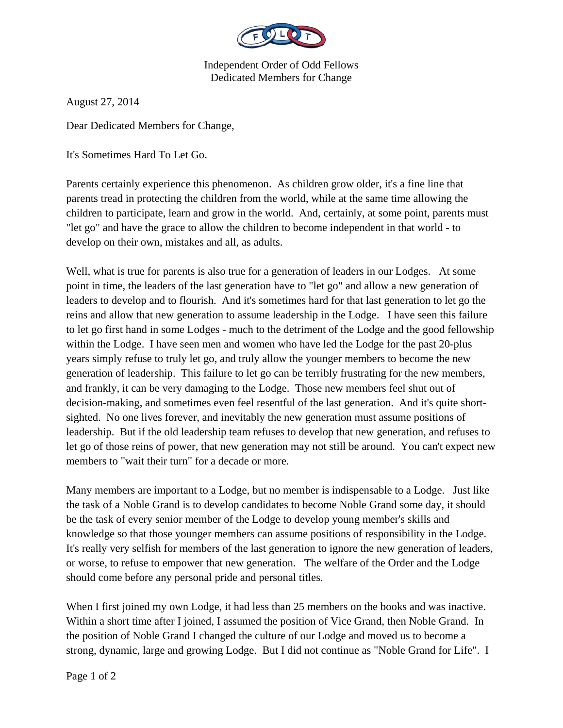Independent Order of Odd Fellows
Dedicated Members for Change

August 27, 2014

Dear Dedicated Members for Change,

It's Sometimes Hard To Let Go.

Parents certainly experience this phenomenon. As children grow older, it's a fine line that parents tread in protecting the children from the world, while at the same time allowing the children to participate, learn and grow in the world. And, certainly, at some point, parents must "let go" and have the grace to allow the children to become independent in that world - to develop on their own, mistakes and all, as adults.

Well, what is true for parents is also true for a generation of leaders in our Lodges. At some point in time, the leaders of the last generation have to "let go" and allow a new generation of leaders to develop and to flourish. And it's sometimes hard for that last generation to let go the reins and allow that new generation to assume leadership in the Lodge. I have seen this failure to let go first hand in some Lodges - much to the detriment of the Lodge and the good fellowship within the Lodge. I have seen men and women who have led the Lodge for the past 20-plus years simply refuse to truly let go, and truly allow the younger members to become the new generation of leadership. This failure to let go can be terribly frustrating for the new members, and frankly, it can be very damaging to the Lodge. Those new members feel shut out of decision-making, and sometimes even feel resentful of the last generation. And it's quite short-sighted. No one lives forever, and inevitably the new generation must assume positions of leadership. But if the old leadership team refuses to develop that new generation, and refuses to let go of those reins of power, that new generation may not still be around. You can't expect new members to "wait their turn" for a decade or more.

Many members are important to a Lodge, but no member is indispensable to a Lodge. Just like the task of a Noble Grand is to develop candidates to become Noble Grand some day, it should be the task of every senior member of the Lodge to develop young member's skills and knowledge so that those younger members can assume positions of responsibility in the Lodge. It's really very selfish for members of the last generation to ignore the new generation of leaders, or worse, to refuse to empower that new generation. The welfare of the Order and the Lodge should come before any personal pride and personal titles.

When I first joined my own Lodge, it had less than 25 members on the books and was inactive. Within a short time after I joined, I assumed the position of Vice Grand, then Noble Grand. In the position of Noble Grand I changed the culture of our Lodge and moved us to become a strong, dynamic, large and growing Lodge. But I did not continue as "Noble Grand for Life". I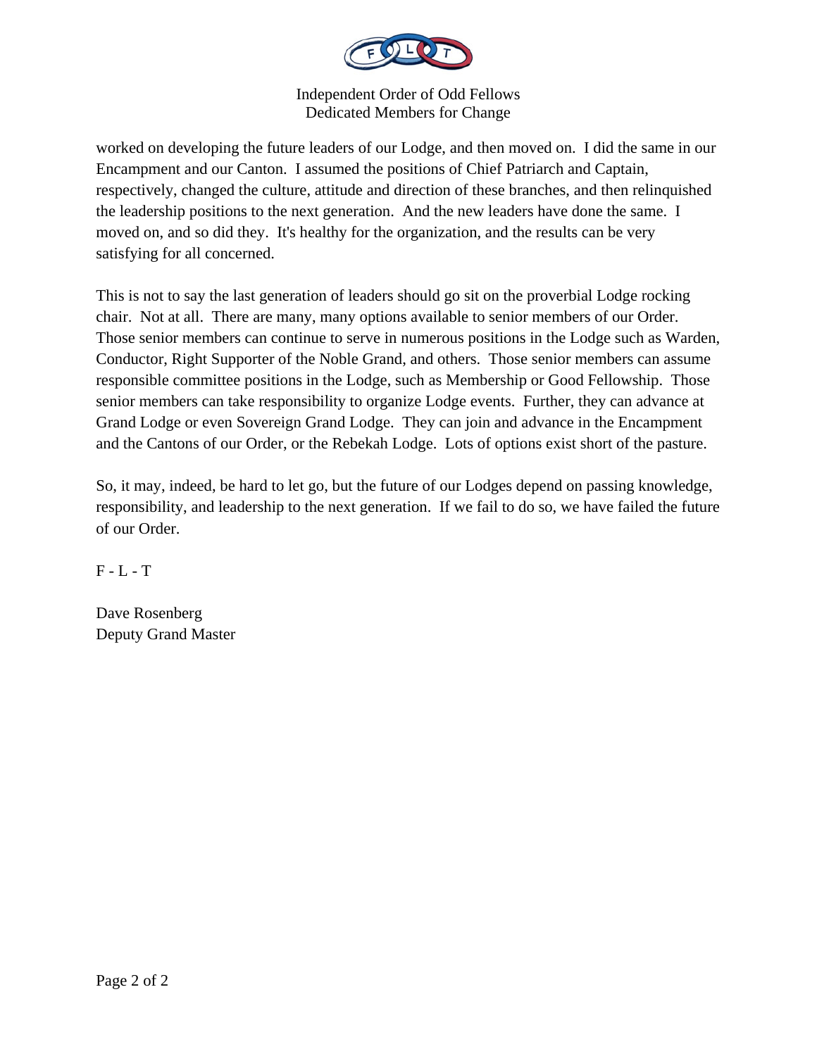worked on developing the future leaders of our Lodge, and then moved on. I did the same in our Encampment and our Canton. I assumed the positions of Chief Patriarch and Captain, respectively, changed the culture, attitude and direction of these branches, and then relinquished the leadership positions to the next generation. And the new leaders have done the same. I moved on, and so did they. It's healthy for the organization, and the results can be very satisfying for all concerned.

This is not to say the last generation of leaders should go sit on the proverbial Lodge rocking chair. Not at all. There are many, many options available to senior members of our Order. Those senior members can continue to serve in numerous positions in the Lodge such as Warden, Conductor, Right Supporter of the Noble Grand, and others. Those senior members can assume responsible committee positions in the Lodge, such as Membership or Good Fellowship. Those senior members can take responsibility to organize Lodge events. Further, they can advance at Grand Lodge or even Sovereign Grand Lodge. They can join and advance in the Encampment and the Cantons of our Order, or the Rebekah Lodge. Lots of options exist short of the pasture.

So, it may, indeed, be hard to let go, but the future of our Lodges depend on passing knowledge, responsibility, and leadership to the next generation. If we fail to do so, we have failed the future of our Order.

F - L - T

Dave Rosenberg
Deputy Grand Master